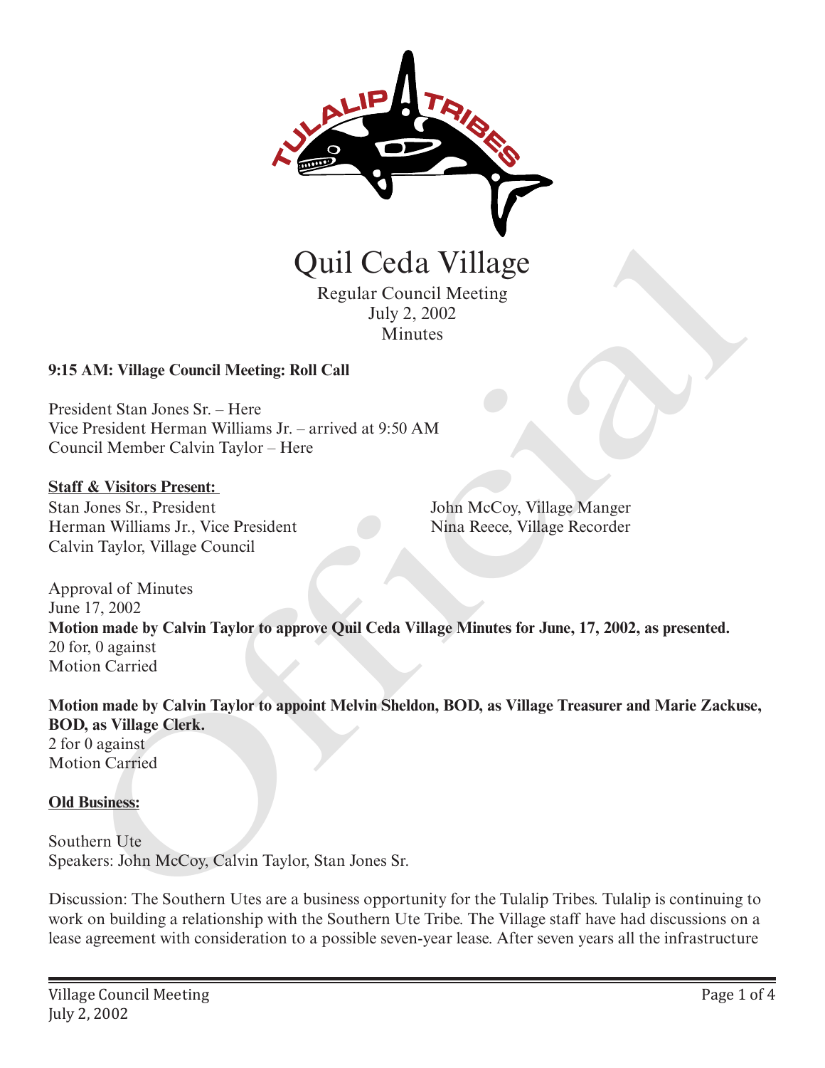# Quil Ceda Village

Regular Council Meeting
July 2, 2002
Minutes

**9:15 AM: Village Council Meeting: Roll Call**

President Stan Jones Sr. – Here
Vice President Herman Williams Jr. – arrived at 9:50 AM
Council Member Calvin Taylor – Here

**Staff & Visitors Present:**

Stan Jones Sr., President
Herman Williams Jr., Vice President
Calvin Taylor, Village Council
John McCoy, Village Manger
Nina Reece, Village Recorder

Approval of Minutes
June 17, 2002
**Motion made by Calvin Taylor to approve Quil Ceda Village Minutes for June, 17, 2002, as presented.**
20 for, 0 against
Motion Carried

**Motion made by Calvin Taylor to appoint Melvin Sheldon, BOD, as Village Treasurer and Marie Zackuse, BOD, as Village Clerk.**
2 for 0 against
Motion Carried

**Old Business:**

Southern Ute
Speakers: John McCoy, Calvin Taylor, Stan Jones Sr.

Discussion: The Southern Utes are a business opportunity for the Tulalip Tribes. Tulalip is continuing to work on building a relationship with the Southern Ute Tribe. The Village staff have had discussions on a lease agreement with consideration to a possible seven-year lease. After seven years all the infrastructure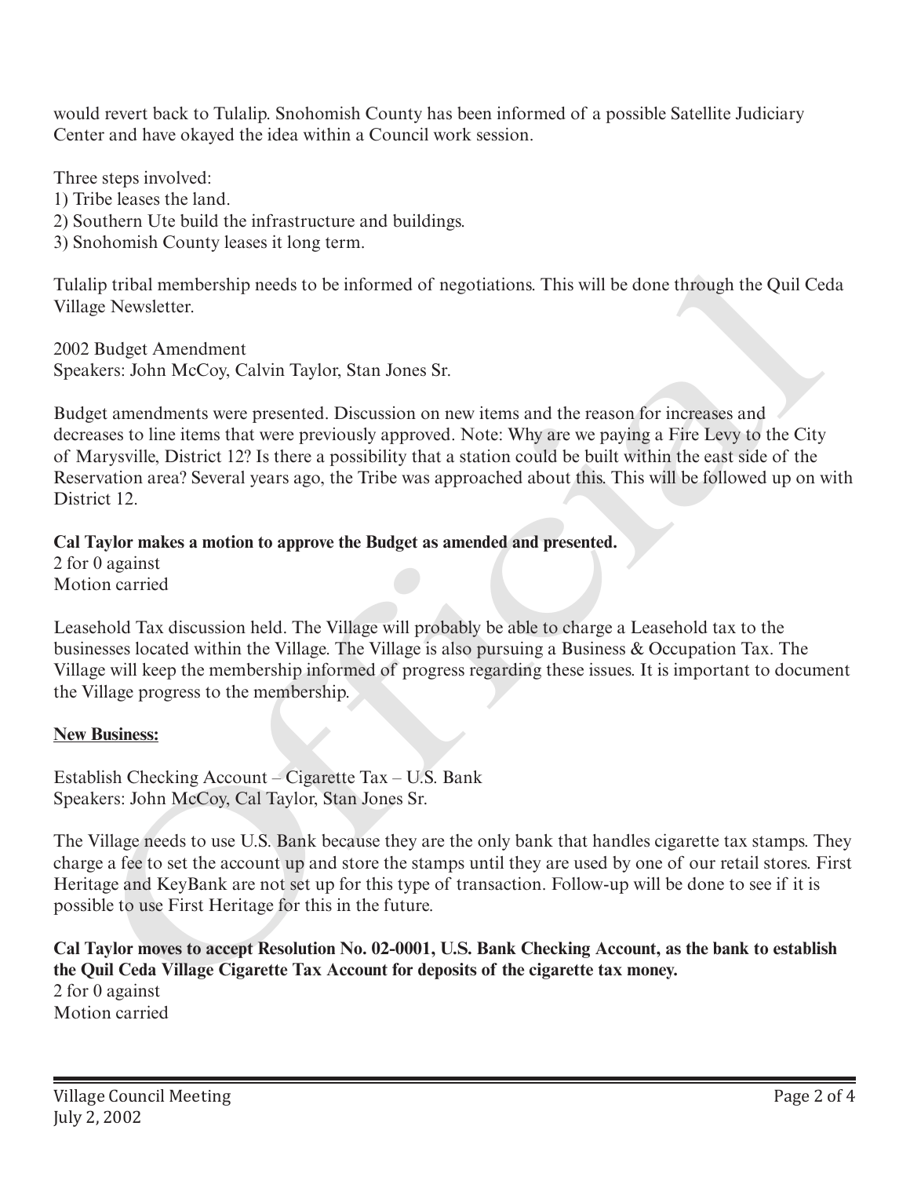would revert back to Tulalip. Snohomish County has been informed of a possible Satellite Judiciary Center and have okayed the idea within a Council work session.

Three steps involved:
1) Tribe leases the land.
2) Southern Ute build the infrastructure and buildings.
3) Snohomish County leases it long term.

Tulalip tribal membership needs to be informed of negotiations. This will be done through the Quil Ceda Village Newsletter.

2002 Budget Amendment
Speakers: John McCoy, Calvin Taylor, Stan Jones Sr.

Budget amendments were presented. Discussion on new items and the reason for increases and decreases to line items that were previously approved. Note: Why are we paying a Fire Levy to the City of Marysville, District 12? Is there a possibility that a station could be built within the east side of the Reservation area? Several years ago, the Tribe was approached about this. This will be followed up on with District 12.

**Cal Taylor makes a motion to approve the Budget as amended and presented.**
2 for 0 against
Motion carried

Leasehold Tax discussion held. The Village will probably be able to charge a Leasehold tax to the businesses located within the Village. The Village is also pursuing a Business & Occupation Tax. The Village will keep the membership informed of progress regarding these issues. It is important to document the Village progress to the membership.

**New Business:**

Establish Checking Account – Cigarette Tax – U.S. Bank
Speakers: John McCoy, Cal Taylor, Stan Jones Sr.

The Village needs to use U.S. Bank because they are the only bank that handles cigarette tax stamps. They charge a fee to set the account up and store the stamps until they are used by one of our retail stores. First Heritage and KeyBank are not set up for this type of transaction. Follow-up will be done to see if it is possible to use First Heritage for this in the future.

**Cal Taylor moves to accept Resolution No. 02-0001, U.S. Bank Checking Account, as the bank to establish the Quil Ceda Village Cigarette Tax Account for deposits of the cigarette tax money.**
2 for 0 against
Motion carried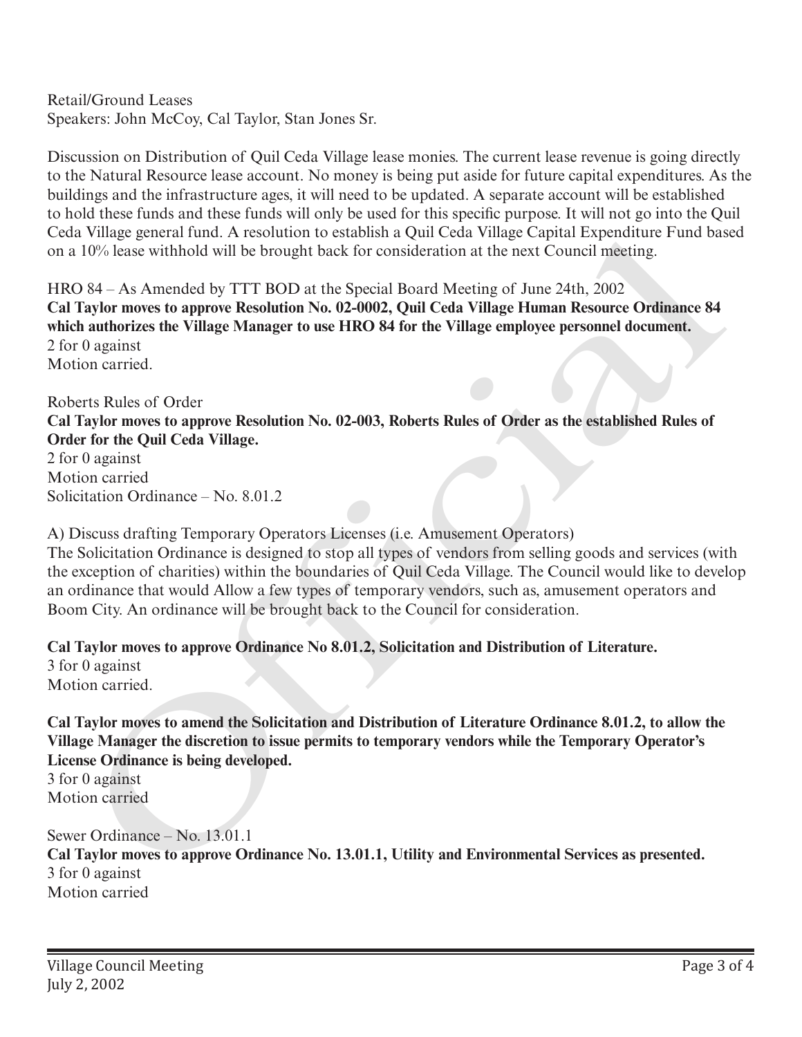Retail/Ground Leases
Speakers: John McCoy, Cal Taylor, Stan Jones Sr.

Discussion on Distribution of Quil Ceda Village lease monies. The current lease revenue is going directly to the Natural Resource lease account. No money is being put aside for future capital expenditures. As the buildings and the infrastructure ages, it will need to be updated. A separate account will be established to hold these funds and these funds will only be used for this specific purpose. It will not go into the Quil Ceda Village general fund. A resolution to establish a Quil Ceda Village Capital Expenditure Fund based on a 10% lease withhold will be brought back for consideration at the next Council meeting.

HRO 84 – As Amended by TTT BOD at the Special Board Meeting of June 24th, 2002
**Cal Taylor moves to approve Resolution No. 02-0002, Quil Ceda Village Human Resource Ordinance 84 which authorizes the Village Manager to use HRO 84 for the Village employee personnel document.**
2 for 0 against
Motion carried.

Roberts Rules of Order
**Cal Taylor moves to approve Resolution No. 02-003, Roberts Rules of Order as the established Rules of Order for the Quil Ceda Village.**
2 for 0 against
Motion carried
Solicitation Ordinance – No. 8.01.2

A) Discuss drafting Temporary Operators Licenses (i.e. Amusement Operators)
The Solicitation Ordinance is designed to stop all types of vendors from selling goods and services (with the exception of charities) within the boundaries of Quil Ceda Village. The Council would like to develop an ordinance that would Allow a few types of temporary vendors, such as, amusement operators and Boom City. An ordinance will be brought back to the Council for consideration.

**Cal Taylor moves to approve Ordinance No 8.01.2, Solicitation and Distribution of Literature.**
3 for 0 against
Motion carried.

**Cal Taylor moves to amend the Solicitation and Distribution of Literature Ordinance 8.01.2, to allow the Village Manager the discretion to issue permits to temporary vendors while the Temporary Operator's License Ordinance is being developed.**
3 for 0 against
Motion carried

Sewer Ordinance – No. 13.01.1
**Cal Taylor moves to approve Ordinance No. 13.01.1, Utility and Environmental Services as presented.**
3 for 0 against
Motion carried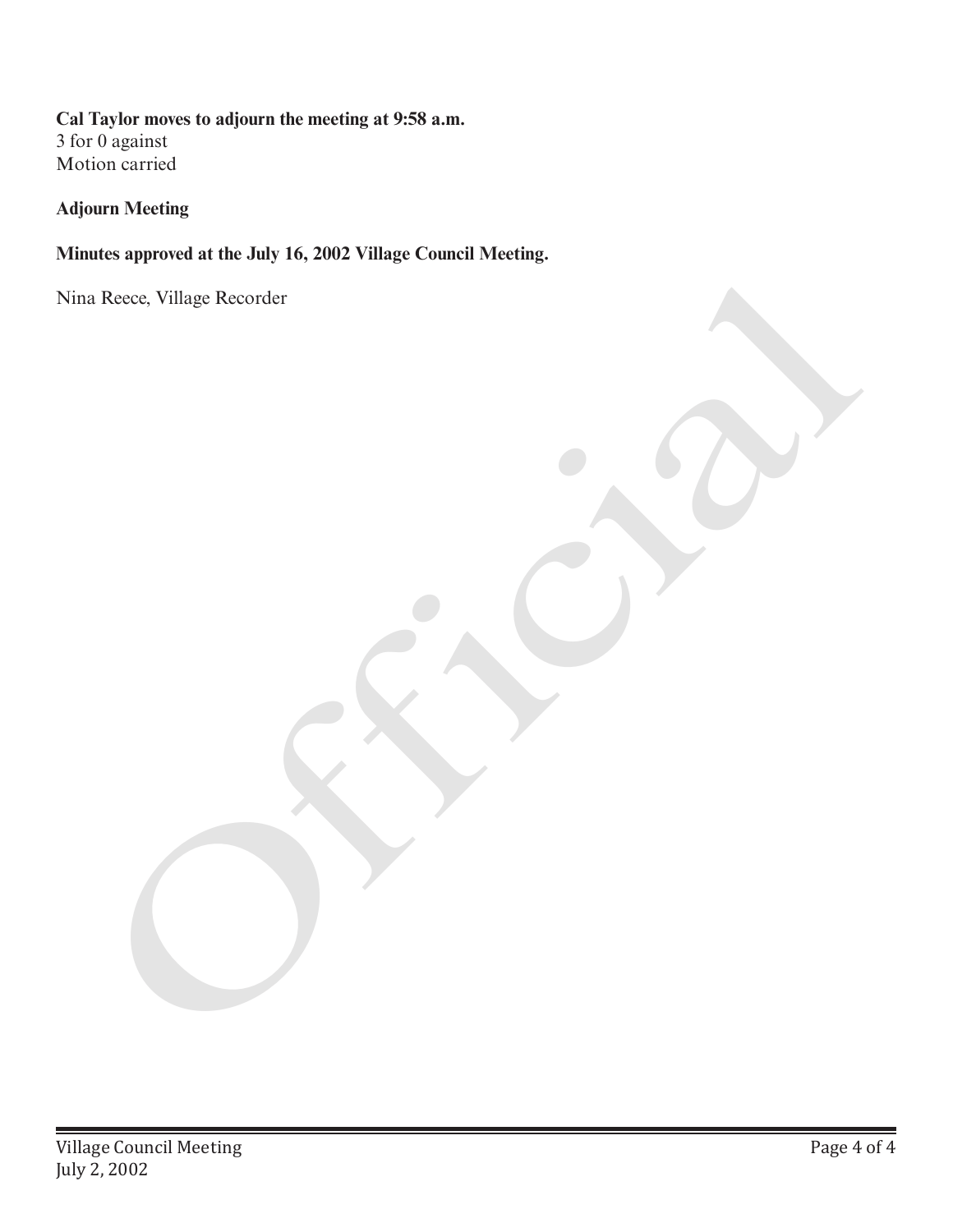**Cal Taylor moves to adjourn the meeting at 9:58 a.m.**
3 for 0 against
Motion carried

**Adjourn Meeting**

**Minutes approved at the July 16, 2002 Village Council Meeting.**

Nina Reece, Village Recorder